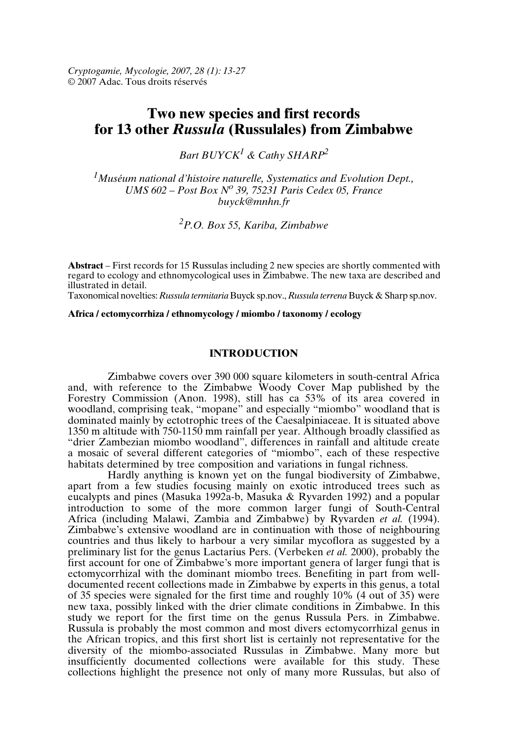*Cryptogamie, Mycologie, 2007, 28 (1): 13-27*
© 2007 Adac. Tous droits réservés

# Two new species and first records for 13 other *Russula* (Russulales) from Zimbabwe

*Bart BUYCK[1] & Cathy SHARP[2]*

[1] *Muséum national d'histoire naturelle, Systematics and Evolution Dept., UMS 602 – Post Box N° 39, 75231 Paris Cedex 05, France*
*buyck@mnhn.fr*

[2] *P.O. Box 55, Kariba, Zimbabwe*

**Abstract** – First records for 15 Russulas including 2 new species are shortly commented with regard to ecology and ethnomycological uses in Zimbabwe. The new taxa are described and illustrated in detail.
Taxonomical novelties: *Russula termitaria* Buyck sp.nov., *Russula terrena* Buyck & Sharp sp.nov.

**Africa / ectomycorrhiza / ethnomycology / miombo / taxonomy / ecology**

## INTRODUCTION

Zimbabwe covers over 390 000 square kilometers in south-central Africa and, with reference to the Zimbabwe Woody Cover Map published by the Forestry Commission (Anon. 1998), still has ca 53% of its area covered in woodland, comprising teak, "mopane" and especially "miombo" woodland that is dominated mainly by ectotrophic trees of the Caesalpiniaceae. It is situated above 1350 m altitude with 750-1150 mm rainfall per year. Although broadly classified as "drier Zambezian miombo woodland", differences in rainfall and altitude create a mosaic of several different categories of "miombo", each of these respective habitats determined by tree composition and variations in fungal richness.

Hardly anything is known yet on the fungal biodiversity of Zimbabwe, apart from a few studies focusing mainly on exotic introduced trees such as eucalypts and pines (Masuka 1992a-b, Masuka & Ryvarden 1992) and a popular introduction to some of the more common larger fungi of South-Central Africa (including Malawi, Zambia and Zimbabwe) by Ryvarden *et al.* (1994). Zimbabwe's extensive woodland are in continuation with those of neighbouring countries and thus likely to harbour a very similar mycoflora as suggested by a preliminary list for the genus Lactarius Pers. (Verbeken *et al.* 2000), probably the first account for one of Zimbabwe's more important genera of larger fungi that is ectomycorrhizal with the dominant miombo trees. Benefiting in part from well-documented recent collections made in Zimbabwe by experts in this genus, a total of 35 species were signaled for the first time and roughly 10% (4 out of 35) were new taxa, possibly linked with the drier climate conditions in Zimbabwe. In this study we report for the first time on the genus Russula Pers. in Zimbabwe. Russula is probably the most common and most divers ectomycorrhizal genus in the African tropics, and this first short list is certainly not representative for the diversity of the miombo-associated Russulas in Zimbabwe. Many more but insufficiently documented collections were available for this study. These collections highlight the presence not only of many more Russulas, but also of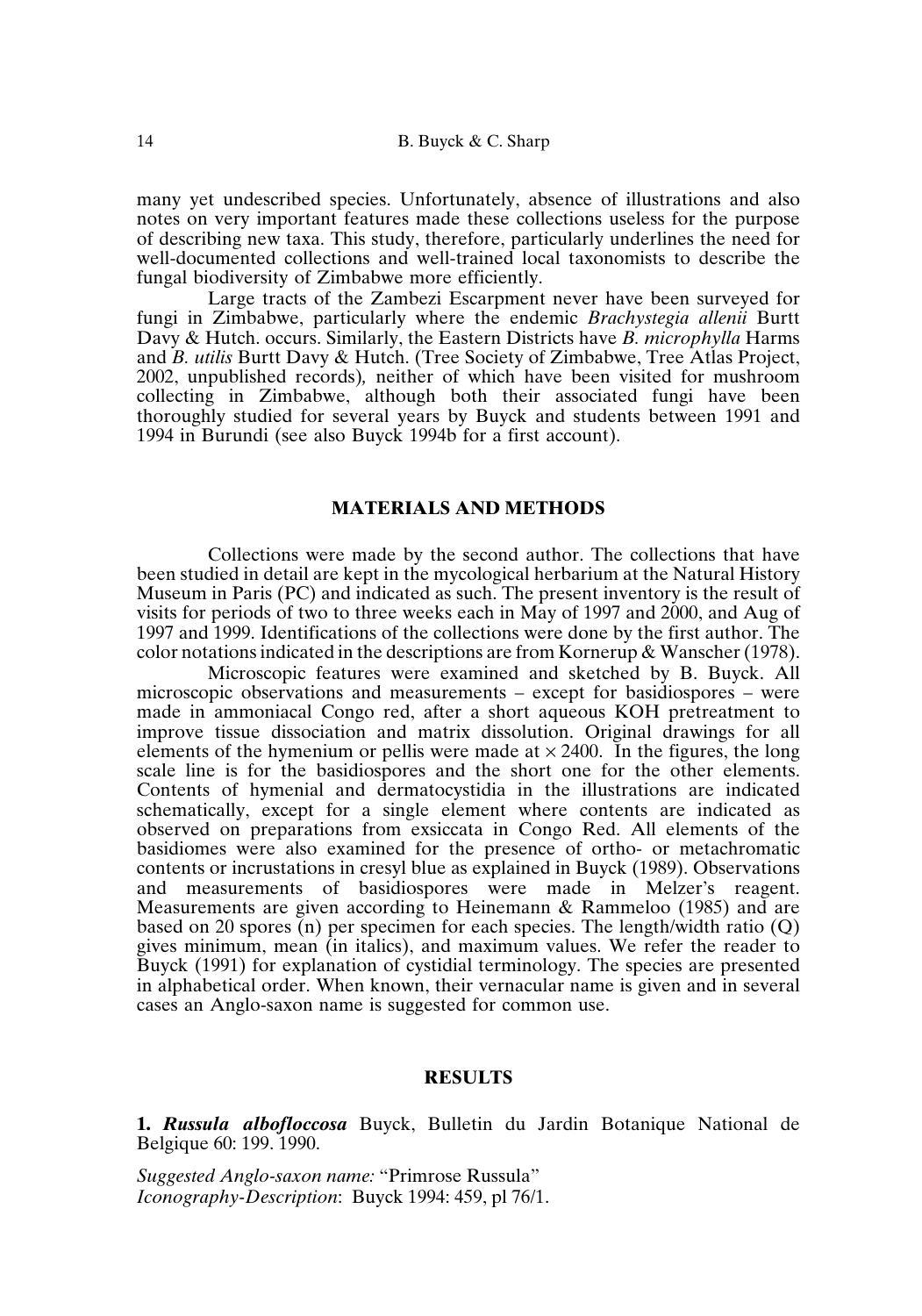many yet undescribed species. Unfortunately, absence of illustrations and also notes on very important features made these collections useless for the purpose of describing new taxa. This study, therefore, particularly underlines the need for well-documented collections and well-trained local taxonomists to describe the fungal biodiversity of Zimbabwe more efficiently.

Large tracts of the Zambezi Escarpment never have been surveyed for fungi in Zimbabwe, particularly where the endemic *Brachystegia allenii* Burtt Davy & Hutch. occurs. Similarly, the Eastern Districts have *B. microphylla* Harms and *B. utilis* Burtt Davy & Hutch. (Tree Society of Zimbabwe, Tree Atlas Project, 2002, unpublished records), neither of which have been visited for mushroom collecting in Zimbabwe, although both their associated fungi have been thoroughly studied for several years by Buyck and students between 1991 and 1994 in Burundi (see also Buyck 1994b for a first account).

## MATERIALS AND METHODS

Collections were made by the second author. The collections that have been studied in detail are kept in the mycological herbarium at the Natural History Museum in Paris (PC) and indicated as such. The present inventory is the result of visits for periods of two to three weeks each in May of 1997 and 2000, and Aug of 1997 and 1999. Identifications of the collections were done by the first author. The color notations indicated in the descriptions are from Kornerup & Wanscher (1978).

Microscopic features were examined and sketched by B. Buyck. All microscopic observations and measurements – except for basidiospores – were made in ammoniacal Congo red, after a short aqueous KOH pretreatment to improve tissue dissociation and matrix dissolution. Original drawings for all elements of the hymenium or pellis were made at $\times$ 2400. In the figures, the long scale line is for the basidiospores and the short one for the other elements. Contents of hymenial and dermatocystidia in the illustrations are indicated schematically, except for a single element where contents are indicated as observed on preparations from exsiccata in Congo Red. All elements of the basidiomes were also examined for the presence of ortho- or metachromatic contents or incrustations in cresyl blue as explained in Buyck (1989). Observations and measurements of basidiospores were made in Melzer's reagent. Measurements are given according to Heinemann & Rammeloo (1985) and are based on 20 spores (n) per specimen for each species. The length/width ratio (Q) gives minimum, mean (in italics), and maximum values. We refer the reader to Buyck (1991) for explanation of cystidial terminology. The species are presented in alphabetical order. When known, their vernacular name is given and in several cases an Anglo-saxon name is suggested for common use.

## RESULTS

**1. *Russula albofloccosa*** Buyck, Bulletin du Jardin Botanique National de Belgique 60: 199. 1990.

*Suggested Anglo-saxon name:* "Primrose Russula"
*Iconography-Description*: Buyck 1994: 459, pl 76/1.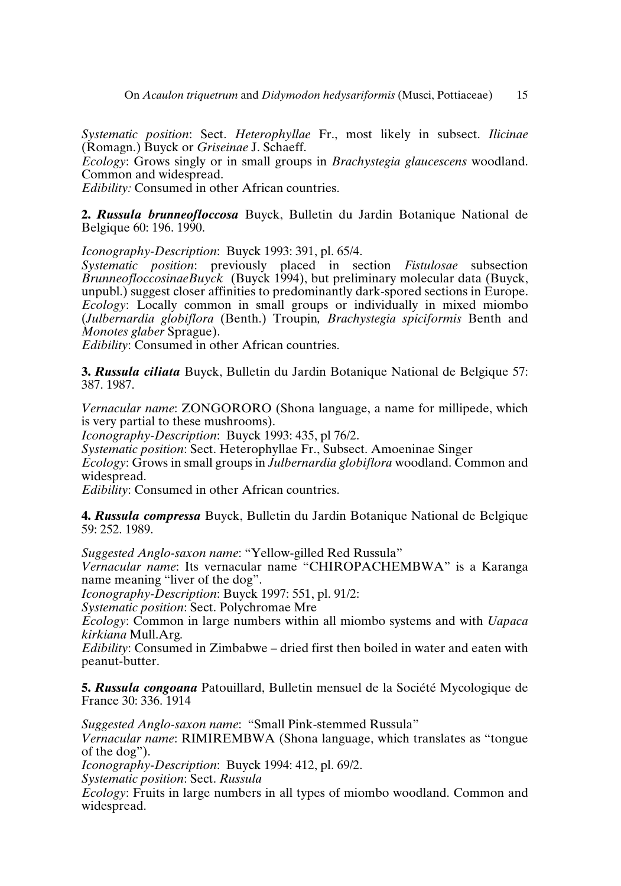*Systematic position*: Sect. *Heterophyllae* Fr., most likely in subsect. *Ilicinae* (Romagn.) Buyck or *Griseinae* J. Schaeff.
*Ecology*: Grows singly or in small groups in *Brachystegia glaucescens* woodland. Common and widespread.
*Edibility:* Consumed in other African countries.

**2. *Russula brunneofloccosa*** Buyck, Bulletin du Jardin Botanique National de Belgique 60: 196. 1990.

*Iconography-Description*: Buyck 1993: 391, pl. 65/4.
*Systematic position*: previously placed in section *Fistulosae* subsection *BrunneofloccosinaeBuyck* (Buyck 1994), but preliminary molecular data (Buyck, unpubl.) suggest closer affinities to predominantly dark-spored sections in Europe.
*Ecology*: Locally common in small groups or individually in mixed miombo (*Julbernardia globiflora* (Benth.) Troupin*, Brachystegia spiciformis* Benth and *Monotes glaber* Sprague).
*Edibility*: Consumed in other African countries.

**3. *Russula ciliata*** Buyck, Bulletin du Jardin Botanique National de Belgique 57: 387. 1987.

*Vernacular name*: ZONGORORO (Shona language, a name for millipede, which is very partial to these mushrooms).
*Iconography-Description*: Buyck 1993: 435, pl 76/2.
*Systematic position*: Sect. Heterophyllae Fr., Subsect. Amoeninae Singer
*Ecology*: Grows in small groups in *Julbernardia globiflora* woodland. Common and widespread.
*Edibility*: Consumed in other African countries.

**4. *Russula compressa*** Buyck, Bulletin du Jardin Botanique National de Belgique 59: 252. 1989.

*Suggested Anglo-saxon name*: "Yellow-gilled Red Russula"
*Vernacular name*: Its vernacular name "CHIROPACHEMBWA" is a Karanga name meaning "liver of the dog".
*Iconography-Description*: Buyck 1997: 551, pl. 91/2:
*Systematic position*: Sect. Polychromae Mre
*Ecology*: Common in large numbers within all miombo systems and with *Uapaca kirkiana* Mull.Arg.
*Edibility*: Consumed in Zimbabwe – dried first then boiled in water and eaten with peanut-butter.

**5. *Russula congoana*** Patouillard, Bulletin mensuel de la Société Mycologique de France 30: 336. 1914

*Suggested Anglo-saxon name*: "Small Pink-stemmed Russula"
*Vernacular name*: RIMIREMBWA (Shona language, which translates as "tongue of the dog").
*Iconography-Description*: Buyck 1994: 412, pl. 69/2.
*Systematic position*: Sect. *Russula*
*Ecology*: Fruits in large numbers in all types of miombo woodland. Common and widespread.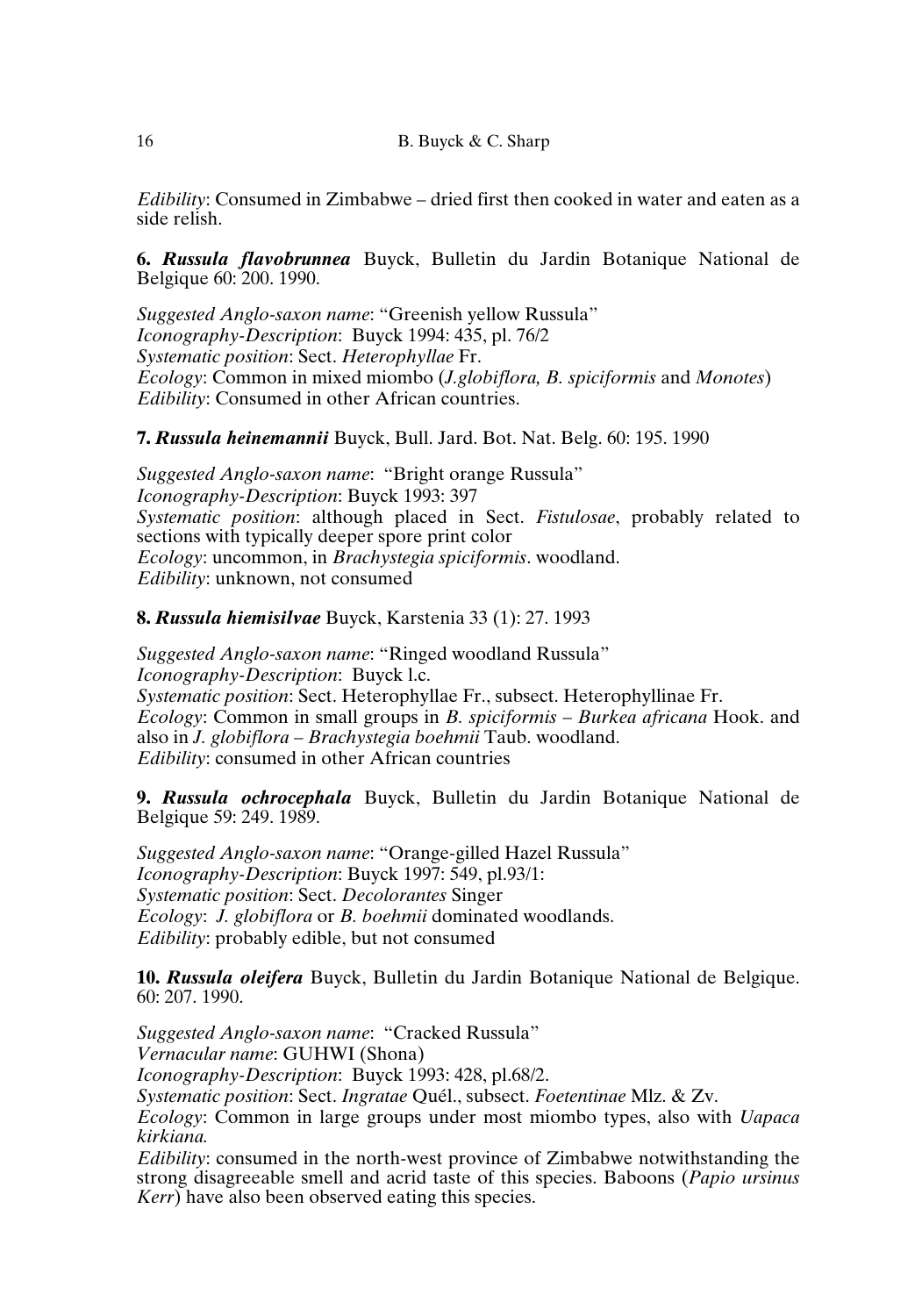*Edibility*: Consumed in Zimbabwe – dried first then cooked in water and eaten as a side relish.

**6. *Russula flavobrunnea*** Buyck, Bulletin du Jardin Botanique National de Belgique 60: 200. 1990.

*Suggested Anglo-saxon name*: "Greenish yellow Russula"
*Iconography-Description*: Buyck 1994: 435, pl. 76/2
*Systematic position*: Sect. *Heterophyllae* Fr.
*Ecology*: Common in mixed miombo (*J.globiflora, B. spiciformis* and *Monotes*)
*Edibility*: Consumed in other African countries.

**7. *Russula heinemannii*** Buyck, Bull. Jard. Bot. Nat. Belg. 60: 195. 1990

*Suggested Anglo-saxon name*: "Bright orange Russula"
*Iconography-Description*: Buyck 1993: 397
*Systematic position*: although placed in Sect. *Fistulosae*, probably related to sections with typically deeper spore print color
*Ecology*: uncommon, in *Brachystegia spiciformis*. woodland.
*Edibility*: unknown, not consumed

**8. *Russula hiemisilvae*** Buyck, Karstenia 33 (1): 27. 1993

*Suggested Anglo-saxon name*: "Ringed woodland Russula"
*Iconography-Description*: Buyck l.c.
*Systematic position*: Sect. Heterophyllae Fr., subsect. Heterophyllinae Fr.
*Ecology*: Common in small groups in *B. spiciformis – Burkea africana* Hook. and also in *J. globiflora – Brachystegia boehmii* Taub. woodland.
*Edibility*: consumed in other African countries

**9. *Russula ochrocephala*** Buyck, Bulletin du Jardin Botanique National de Belgique 59: 249. 1989.

*Suggested Anglo-saxon name*: "Orange-gilled Hazel Russula"
*Iconography-Description*: Buyck 1997: 549, pl.93/1:
*Systematic position*: Sect. *Decolorantes* Singer
*Ecology*: *J. globiflora* or *B. boehmii* dominated woodlands.
*Edibility*: probably edible, but not consumed

**10. *Russula oleifera*** Buyck, Bulletin du Jardin Botanique National de Belgique. 60: 207. 1990.

*Suggested Anglo-saxon name*: "Cracked Russula"
*Vernacular name*: GUHWI (Shona)
*Iconography-Description*: Buyck 1993: 428, pl.68/2.
*Systematic position*: Sect. *Ingratae* Quél., subsect. *Foetentinae* Mlz. & Zv.
*Ecology*: Common in large groups under most miombo types, also with *Uapaca kirkiana.*
*Edibility*: consumed in the north-west province of Zimbabwe notwithstanding the strong disagreeable smell and acrid taste of this species. Baboons (*Papio ursinus Kerr*) have also been observed eating this species.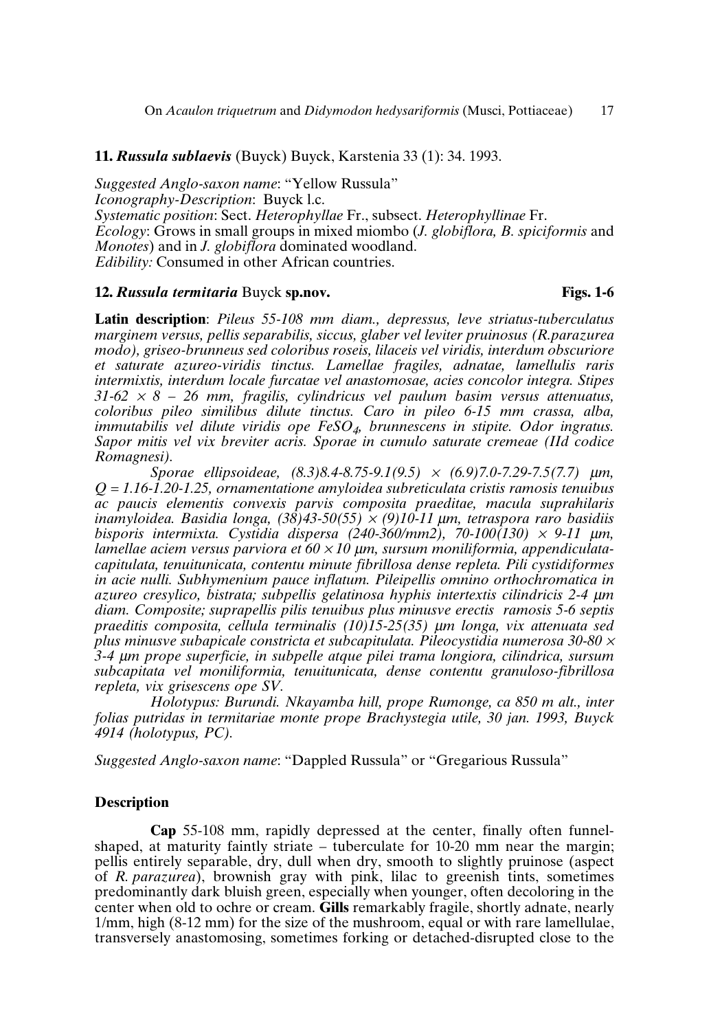**11. *Russula sublaevis*** (Buyck) Buyck, Karstenia 33 (1): 34. 1993.

*Suggested Anglo-saxon name*: "Yellow Russula"
*Iconography-Description*: Buyck l.c.
*Systematic position*: Sect. *Heterophyllae* Fr., subsect. *Heterophyllinae* Fr.
*Ecology*: Grows in small groups in mixed miombo (*J. globiflora, B. spiciformis* and *Monotes*) and in *J. globiflora* dominated woodland.
*Edibility:* Consumed in other African countries.

**12. *Russula termitaria*** Buyck **sp.nov.** **Figs. 1-6**

**Latin description**: *Pileus 55-108 mm diam., depressus, leve striatus-tuberculatus marginem versus, pellis separabilis, siccus, glaber vel leviter pruinosus (R.parazurea modo), griseo-brunneus sed coloribus roseis, lilaceis vel viridis, interdum obscuriore et saturate azureo-viridis tinctus. Lamellae fragiles, adnatae, lamellulis raris intermixtis, interdum locale furcatae vel anastomosae, acies concolor integra. Stipes 31-62 × 8 – 26 mm, fragilis, cylindricus vel paulum basim versus attenuatus, coloribus pileo similibus dilute tinctus. Caro in pileo 6-15 mm crassa, alba, immutabilis vel dilute viridis ope $FeSO_4$, brunnescens in stipite. Odor ingratus. Sapor mitis vel vix breviter acris. Sporae in cumulo saturate cremeae (IId codice Romagnesi).*

*Sporae ellipsoideae, (8.3)8.4-8.75-9.1(9.5) × (6.9)7.0-7.29-7.5(7.7) µm, Q = 1.16-1.20-1.25, ornamentatione amyloidea subreticulata cristis ramosis tenuibus ac paucis elementis convexis parvis composita praeditae, macula suprahilaris inamyloidea. Basidia longa, (38)43-50(55) × (9)10-11 µm, tetraspora raro basidiis bisporis intermixta. Cystidia dispersa (240-360/mm2), 70-100(130) × 9-11 µm, lamellae aciem versus parviora et 60 × 10 µm, sursum moniliformia, appendiculata-capitulata, tenuitunicata, contentu minute fibrillosa dense repleta. Pili cystidiformes in acie nulli. Subhymenium pauce inflatum. Pileipellis omnino orthochromatica in azureo cresylico, bistrata; subpellis gelatinosa hyphis intertextis cilindricis 2-4 µm diam. Composite; suprapellis pilis tenuibus plus minusve erectis ramosis 5-6 septis praeditis composita, cellula terminalis (10)15-25(35) µm longa, vix attenuata sed plus minusve subapicale constricta et subcapitulata. Pileocystidia numerosa 30-80 × 3-4 µm prope superficie, in subpelle atque pilei trama longiora, cilindrica, sursum subcapitata vel moniliformia, tenuitunicata, dense contentu granuloso-fibrillosa repleta, vix grisescens ope SV.*

*Holotypus: Burundi. Nkayamba hill, prope Rumonge, ca 850 m alt., inter folias putridas in termitariae monte prope Brachystegia utile, 30 jan. 1993, Buyck 4914 (holotypus, PC).*

*Suggested Anglo-saxon name*: "Dappled Russula" or "Gregarious Russula"

**Description**

**Cap** 55-108 mm, rapidly depressed at the center, finally often funnel-shaped, at maturity faintly striate – tuberculate for 10-20 mm near the margin; pellis entirely separable, dry, dull when dry, smooth to slightly pruinose (aspect of *R. parazurea*), brownish gray with pink, lilac to greenish tints, sometimes predominantly dark bluish green, especially when younger, often decoloring in the center when old to ochre or cream. **Gills** remarkably fragile, shortly adnate, nearly 1/mm, high (8-12 mm) for the size of the mushroom, equal or with rare lamellulae, transversely anastomosing, sometimes forking or detached-disrupted close to the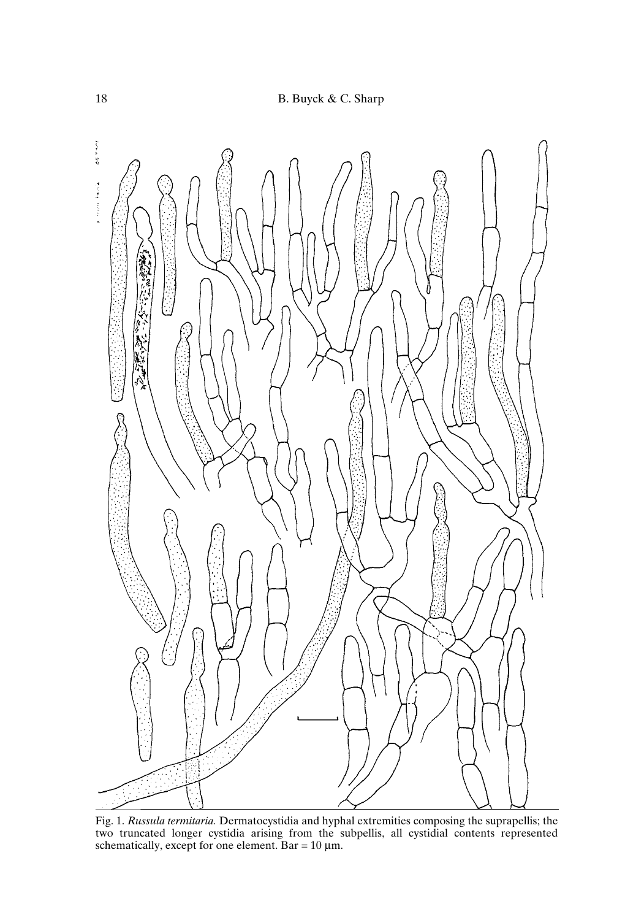Fig. 1. *Russula termitaria.* Dermatocystidia and hyphal extremities composing the suprapellis; the two truncated longer cystidia arising from the subpellis, all cystidial contents represented schematically, except for one element. Bar = 10 µm.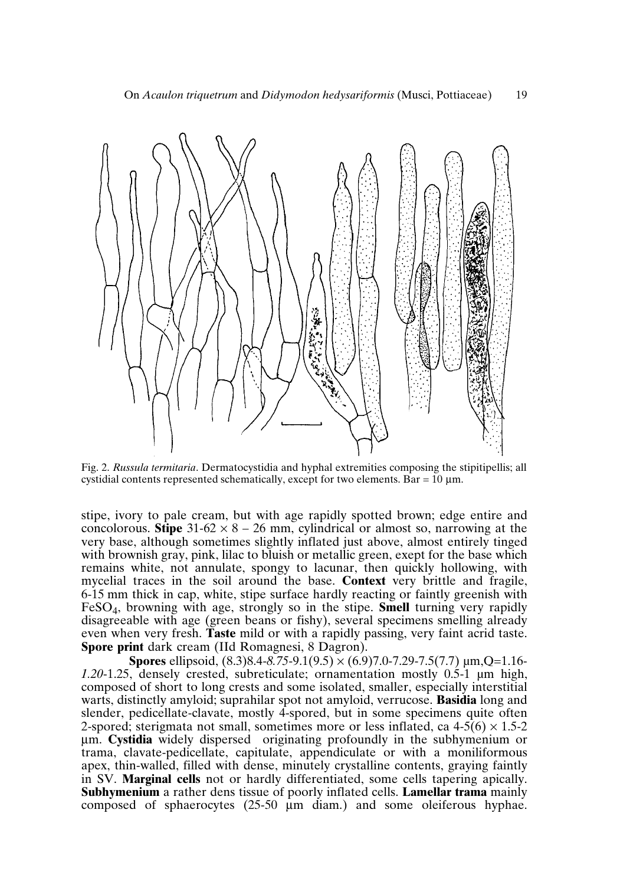Fig. 2. *Russula termitaria*. Dermatocystidia and hyphal extremities composing the stipitipellis; all cystidial contents represented schematically, except for two elements. Bar = 10 µm.

stipe, ivory to pale cream, but with age rapidly spotted brown; edge entire and concolorous. **Stipe** 31-62 × 8 – 26 mm, cylindrical or almost so, narrowing at the very base, although sometimes slightly inflated just above, almost entirely tinged with brownish gray, pink, lilac to bluish or metallic green, exept for the base which remains white, not annulate, spongy to lacunar, then quickly hollowing, with mycelial traces in the soil around the base. **Context** very brittle and fragile, 6-15 mm thick in cap, white, stipe surface hardly reacting or faintly greenish with $FeSO_4$, browning with age, strongly so in the stipe. **Smell** turning very rapidly disagreeable with age (green beans or fishy), several specimens smelling already even when very fresh. **Taste** mild or with a rapidly passing, very faint acrid taste. **Spore print** dark cream (IId Romagnesi, 8 Dagron).

**Spores** ellipsoid, (8.3)8.4-*8.75*-9.1(9.5) × (6.9)7.0-*7.29*-7.5(7.7) µm,Q=1.16-*1.20*-1.25, densely crested, subreticulate; ornamentation mostly 0.5-1 µm high, composed of short to long crests and some isolated, smaller, especially interstitial warts, distinctly amyloid; suprahilar spot not amyloid, verrucose. **Basidia** long and slender, pedicellate-clavate, mostly 4-spored, but in some specimens quite often 2-spored; sterigmata not small, sometimes more or less inflated, ca 4-5(6) × 1.5-2 µm. **Cystidia** widely dispersed originating profoundly in the subhymenium or trama, clavate-pedicellate, capitulate, appendiculate or with a moniliformous apex, thin-walled, filled with dense, minutely crystalline contents, graying faintly in SV. **Marginal cells** not or hardly differentiated, some cells tapering apically. **Subhymenium** a rather dens tissue of poorly inflated cells. **Lamellar trama** mainly composed of sphaerocytes (25-50 µm diam.) and some oleiferous hyphae.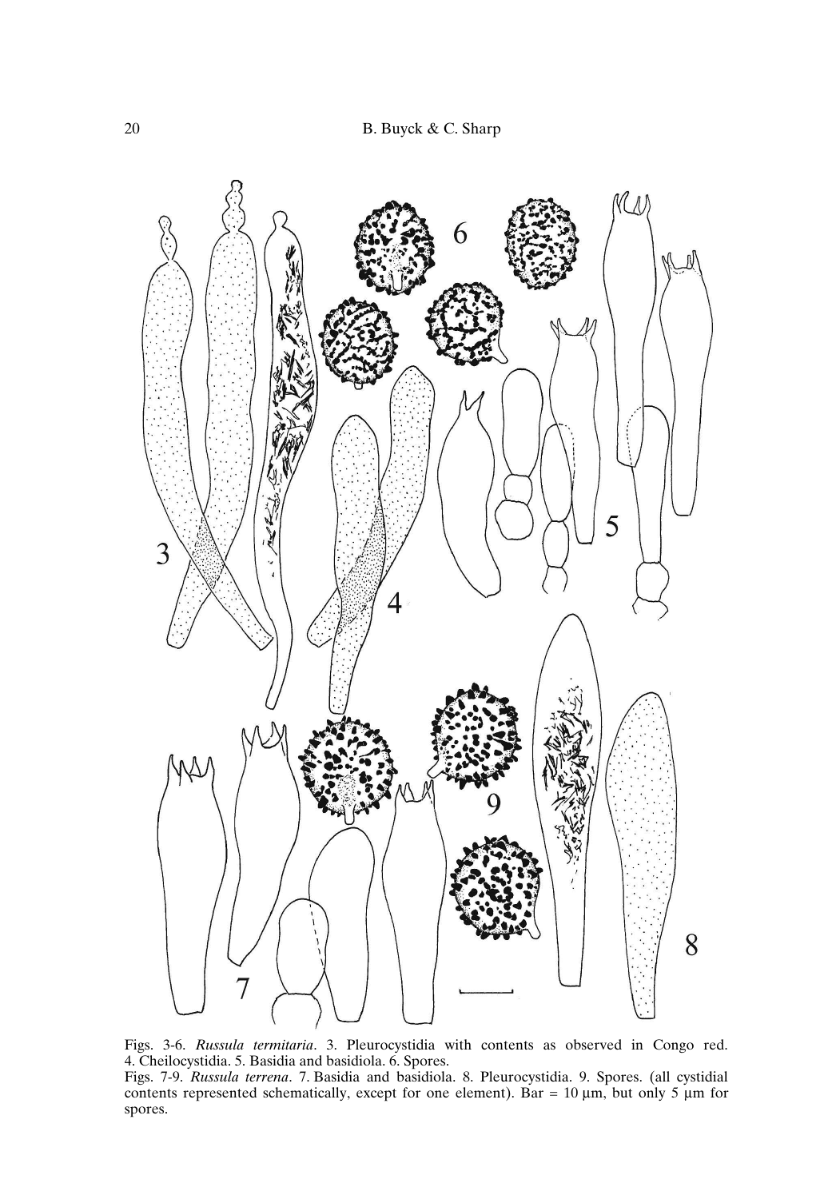Figs. 3-6. *Russula termitaria*. 3. Pleurocystidia with contents as observed in Congo red. 4. Cheilocystidia. 5. Basidia and basidiola. 6. Spores.

Figs. 7-9. *Russula terrena*. 7. Basidia and basidiola. 8. Pleurocystidia. 9. Spores. (all cystidial contents represented schematically, except for one element). Bar = 10 µm, but only 5 µm for spores.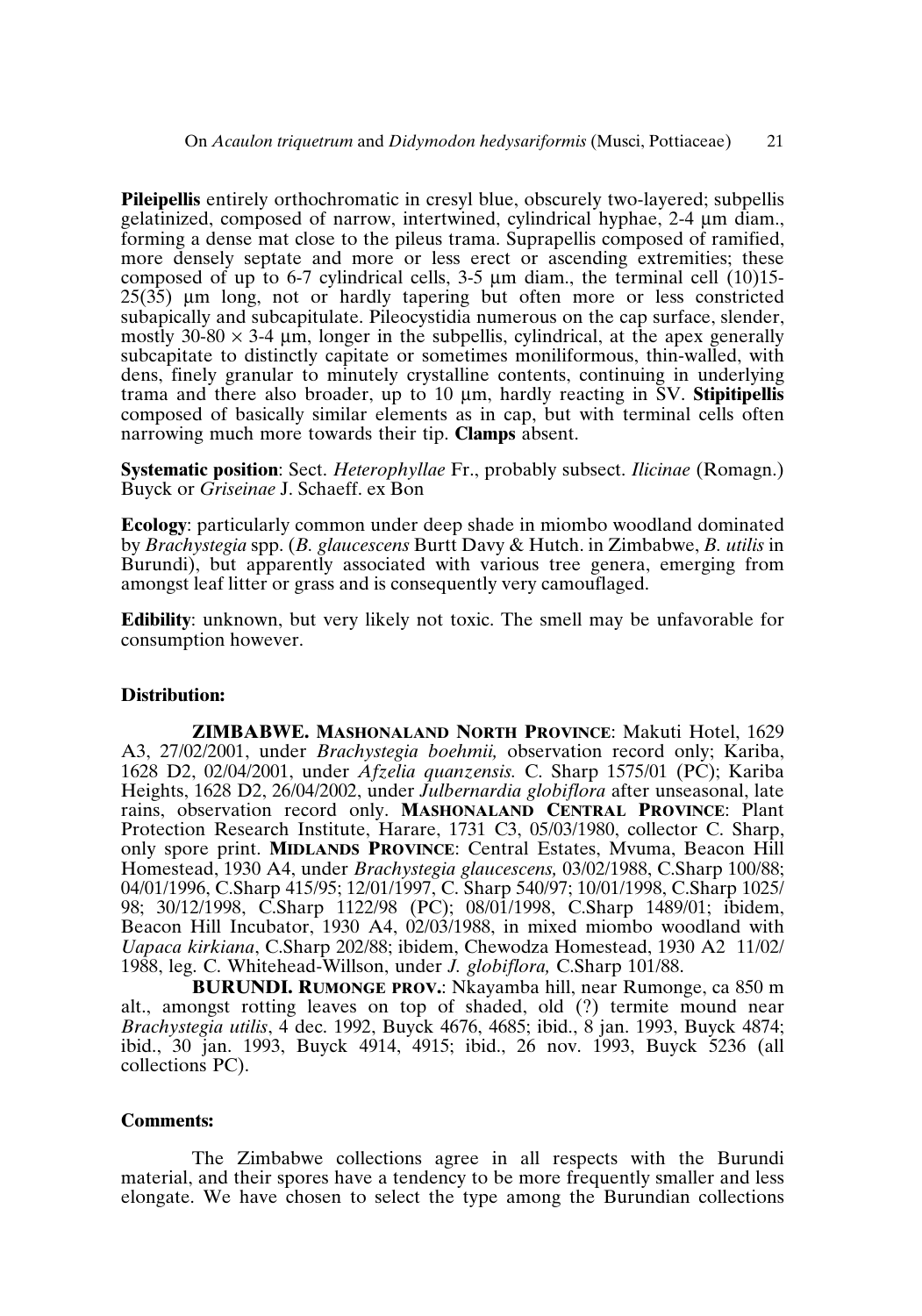**Pileipellis** entirely orthochromatic in cresyl blue, obscurely two-layered; subpellis gelatinized, composed of narrow, intertwined, cylindrical hyphae, 2-4 µm diam., forming a dense mat close to the pileus trama. Suprapellis composed of ramified, more densely septate and more or less erect or ascending extremities; these composed of up to 6-7 cylindrical cells, 3-5 µm diam., the terminal cell (10)15-25(35) µm long, not or hardly tapering but often more or less constricted subapically and subcapitulate. Pileocystidia numerous on the cap surface, slender, mostly 30-80 × 3-4 µm, longer in the subpellis, cylindrical, at the apex generally subcapitate to distinctly capitate or sometimes moniliformous, thin-walled, with dens, finely granular to minutely crystalline contents, continuing in underlying trama and there also broader, up to 10 µm, hardly reacting in SV. **Stipitipellis** composed of basically similar elements as in cap, but with terminal cells often narrowing much more towards their tip. **Clamps** absent.

**Systematic position**: Sect. *Heterophyllae* Fr., probably subsect. *Ilicinae* (Romagn.) Buyck or *Griseinae* J. Schaeff. ex Bon

**Ecology**: particularly common under deep shade in miombo woodland dominated by *Brachystegia* spp. (*B. glaucescens* Burtt Davy & Hutch. in Zimbabwe, *B. utilis* in Burundi), but apparently associated with various tree genera, emerging from amongst leaf litter or grass and is consequently very camouflaged.

**Edibility**: unknown, but very likely not toxic. The smell may be unfavorable for consumption however.

**Distribution:**

**ZIMBABWE. MASHONALAND NORTH PROVINCE**: Makuti Hotel, 1629 A3, 27/02/2001, under *Brachystegia boehmii,* observation record only; Kariba, 1628 D2, 02/04/2001, under *Afzelia quanzensis.* C. Sharp 1575/01 (PC); Kariba Heights, 1628 D2, 26/04/2002, under *Julbernardia globiflora* after unseasonal, late rains, observation record only. **MASHONALAND CENTRAL PROVINCE**: Plant Protection Research Institute, Harare, 1731 C3, 05/03/1980, collector C. Sharp, only spore print. **MIDLANDS PROVINCE**: Central Estates, Mvuma, Beacon Hill Homestead, 1930 A4, under *Brachystegia glaucescens,* 03/02/1988, C.Sharp 100/88; 04/01/1996, C.Sharp 415/95; 12/01/1997, C. Sharp 540/97; 10/01/1998, C.Sharp 1025/98; 30/12/1998, C.Sharp 1122/98 (PC); 08/01/1998, C.Sharp 1489/01; ibidem, Beacon Hill Incubator, 1930 A4, 02/03/1988, in mixed miombo woodland with *Uapaca kirkiana*, C.Sharp 202/88; ibidem, Chewodza Homestead, 1930 A2 11/02/1988, leg. C. Whitehead-Willson, under *J. globiflora,* C.Sharp 101/88.

**BURUNDI. RUMONGE PROV.**: Nkayamba hill, near Rumonge, ca 850 m alt., amongst rotting leaves on top of shaded, old (?) termite mound near *Brachystegia utilis*, 4 dec. 1992, Buyck 4676, 4685; ibid., 8 jan. 1993, Buyck 4874; ibid., 30 jan. 1993, Buyck 4914, 4915; ibid., 26 nov. 1993, Buyck 5236 (all collections PC).

**Comments:**

The Zimbabwe collections agree in all respects with the Burundi material, and their spores have a tendency to be more frequently smaller and less elongate. We have chosen to select the type among the Burundian collections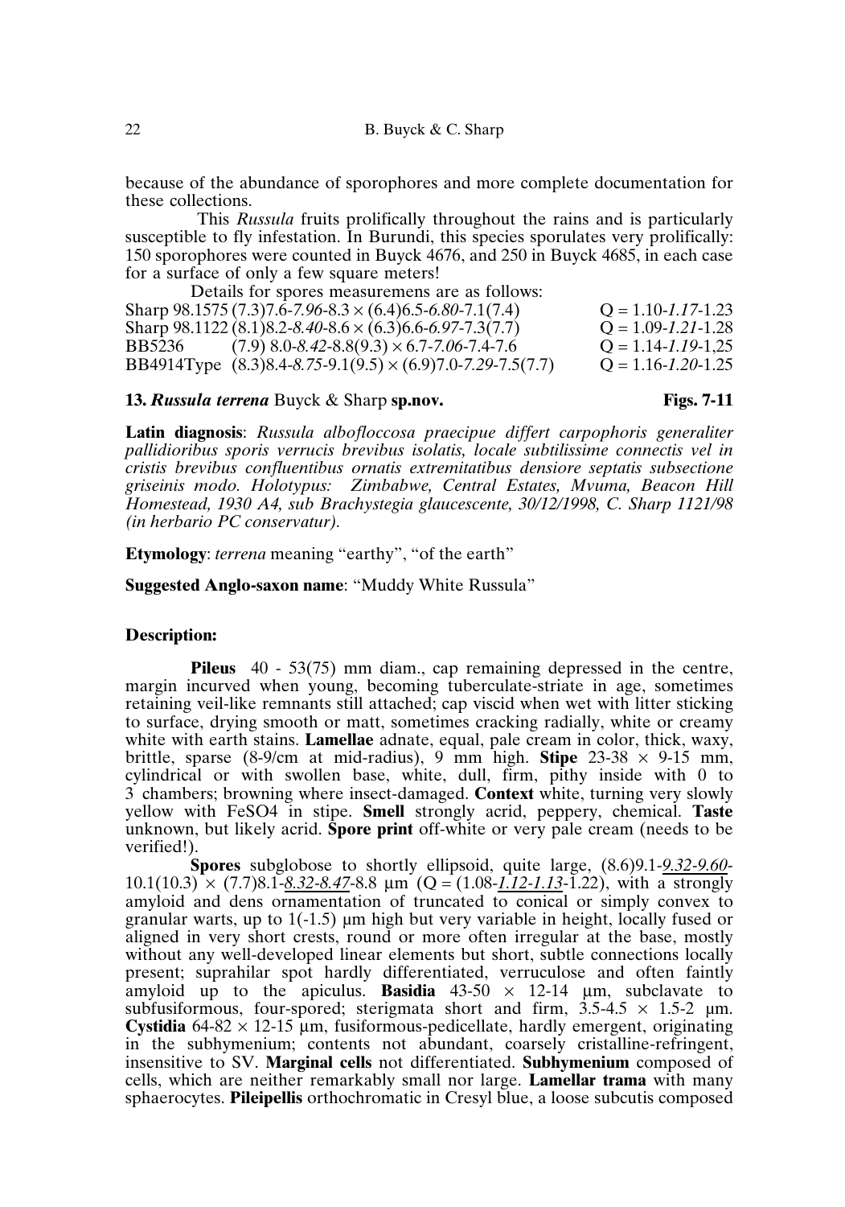because of the abundance of sporophores and more complete documentation for these collections.

This *Russula* fruits prolifically throughout the rains and is particularly susceptible to fly infestation. In Burundi, this species sporulates very prolifically: 150 sporophores were counted in Buyck 4676, and 250 in Buyck 4685, in each case for a surface of only a few square meters!

Details for spores measuremens are as follows:

| | | |
|---|---|---|
| Sharp 98.1575 | (7.3)7.6-*7.96*-8.3 × (6.4)6.5-*6.80*-7.1(7.4) | Q = 1.10-*1.17*-1.23 |
| Sharp 98.1122 | (8.1)8.2-*8.40*-8.6 × (6.3)6.6-*6.97*-7.3(7.7) | Q = 1.09-*1.21*-1.28 |
| BB5236 | (7.9) 8.0-*8.42*-8.8(9.3) × 6.7-*7.06*-7.4-7.6 | Q = 1.14-*1.19*-1,25 |
| BB4914Type | (8.3)8.4-*8.75*-9.1(9.5) × (6.9)7.0-*7.29*-7.5(7.7) | Q = 1.16-*1.20*-1.25 |

### 13. *Russula terrena* Buyck & Sharp sp.nov. Figs. 7-11

**Latin diagnosis**: *Russula albofloccosa praecipue differt carpophoris generaliter pallidioribus sporis verrucis brevibus isolatis, locale subtilissime connectis vel in cristis brevibus confluentibus ornatis extremitatibus densiore septatis subsectione griseinis modo. Holotypus: Zimbabwe, Central Estates, Mvuma, Beacon Hill Homestead, 1930 A4, sub Brachystegia glaucescente, 30/12/1998, C. Sharp 1121/98 (in herbario PC conservatur).*

**Etymology**: *terrena* meaning "earthy", "of the earth"

**Suggested Anglo-saxon name**: "Muddy White Russula"

**Description:**

**Pileus** 40 - 53(75) mm diam., cap remaining depressed in the centre, margin incurved when young, becoming tuberculate-striate in age, sometimes retaining veil-like remnants still attached; cap viscid when wet with litter sticking to surface, drying smooth or matt, sometimes cracking radially, white or creamy white with earth stains. **Lamellae** adnate, equal, pale cream in color, thick, waxy, brittle, sparse (8-9/cm at mid-radius), 9 mm high. **Stipe** 23-38 × 9-15 mm, cylindrical or with swollen base, white, dull, firm, pithy inside with 0 to 3 chambers; browning where insect-damaged. **Context** white, turning very slowly yellow with $FeSO_4$ in stipe. **Smell** strongly acrid, peppery, chemical. **Taste** unknown, but likely acrid. **Spore print** off-white or very pale cream (needs to be verified!).

**Spores** subglobose to shortly ellipsoid, quite large, (8.6)9.1-*9.32-9.60*-10.1(10.3) × (7.7)8.1-*8.32-8.47*-8.8 µm (Q = (1.08-*1.12-1.13*-1.22), with a strongly amyloid and dens ornamentation of truncated to conical or simply convex to granular warts, up to 1(-1.5) µm high but very variable in height, locally fused or aligned in very short crests, round or more often irregular at the base, mostly without any well-developed linear elements but short, subtle connections locally present; suprahilar spot hardly differentiated, verruculose and often faintly amyloid up to the apiculus. **Basidia** 43-50 × 12-14 µm, subclavate to subfusiformous, four-spored; sterigmata short and firm, 3.5-4.5 × 1.5-2 µm. **Cystidia** 64-82 × 12-15 µm, fusiformous-pedicellate, hardly emergent, originating in the subhymenium; contents not abundant, coarsely cristalline-refringent, insensitive to SV. **Marginal cells** not differentiated. **Subhymenium** composed of cells, which are neither remarkably small nor large. **Lamellar trama** with many sphaerocytes. **Pileipellis** orthochromatic in Cresyl blue, a loose subcutis composed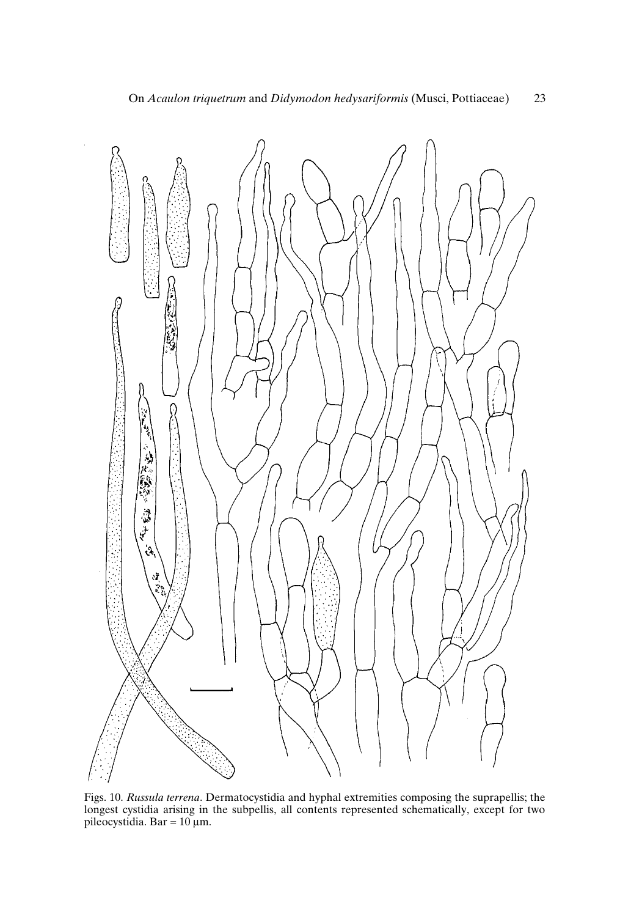Figs. 10. *Russula terrena*. Dermatocystidia and hyphal extremities composing the suprapellis; the longest cystidia arising in the subpellis, all contents represented schematically, except for two pileocystidia. Bar = 10 µm.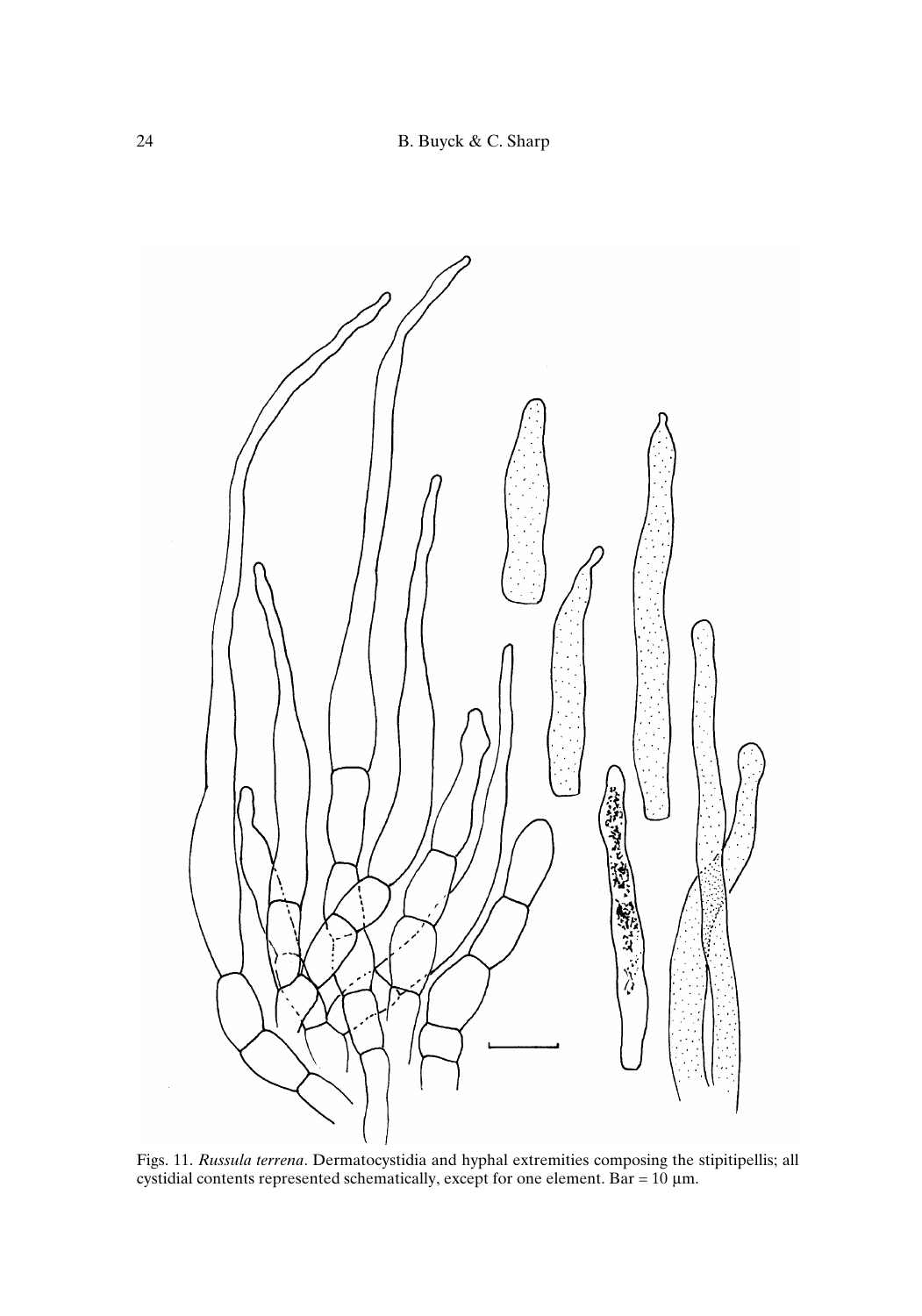Figs. 11. *Russula terrena*. Dermatocystidia and hyphal extremities composing the stipitipellis; all cystidial contents represented schematically, except for one element. Bar = 10 µm.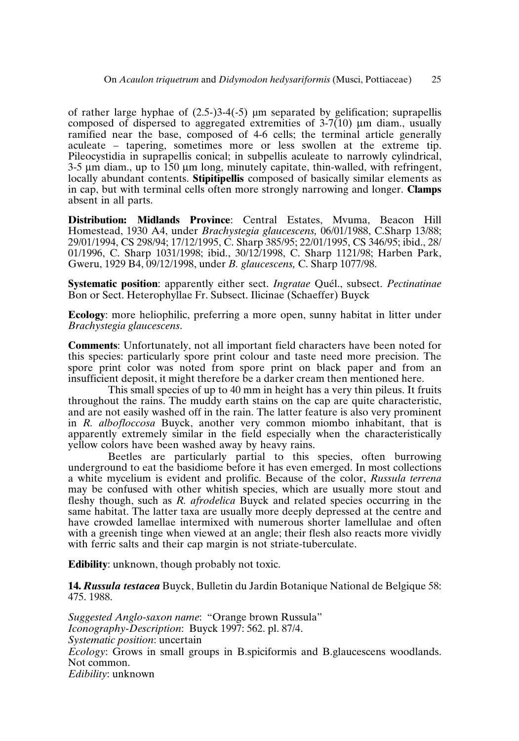of rather large hyphae of (2.5-)3-4(-5) µm separated by gelification; suprapellis composed of dispersed to aggregated extremities of 3-7(10) µm diam., usually ramified near the base, composed of 4-6 cells; the terminal article generally aculeate – tapering, sometimes more or less swollen at the extreme tip. Pileocystidia in suprapellis conical; in subpellis aculeate to narrowly cylindrical, 3-5 µm diam., up to 150 µm long, minutely capitate, thin-walled, with refringent, locally abundant contents. **Stipitipellis** composed of basically similar elements as in cap, but with terminal cells often more strongly narrowing and longer. **Clamps** absent in all parts.

**Distribution: Midlands Province**: Central Estates, Mvuma, Beacon Hill Homestead, 1930 A4, under *Brachystegia glaucescens,* 06/01/1988, C.Sharp 13/88; 29/01/1994, CS 298/94; 17/12/1995, C. Sharp 385/95; 22/01/1995, CS 346/95; ibid., 28/01/1996, C. Sharp 1031/1998; ibid., 30/12/1998, C. Sharp 1121/98; Harben Park, Gweru, 1929 B4, 09/12/1998, under *B. glaucescens,* C. Sharp 1077/98.

**Systematic position**: apparently either sect. *Ingratae* Quél., subsect. *Pectinatinae* Bon or Sect. Heterophyllae Fr. Subsect. Ilicinae (Schaeffer) Buyck

**Ecology**: more heliophilic, preferring a more open, sunny habitat in litter under *Brachystegia glaucescens*.

**Comments**: Unfortunately, not all important field characters have been noted for this species: particularly spore print colour and taste need more precision. The spore print color was noted from spore print on black paper and from an insufficient deposit, it might therefore be a darker cream then mentioned here.

This small species of up to 40 mm in height has a very thin pileus. It fruits throughout the rains. The muddy earth stains on the cap are quite characteristic, and are not easily washed off in the rain. The latter feature is also very prominent in *R. albofloccosa* Buyck, another very common miombo inhabitant, that is apparently extremely similar in the field especially when the characteristically yellow colors have been washed away by heavy rains.

Beetles are particularly partial to this species, often burrowing underground to eat the basidiome before it has even emerged. In most collections a white mycelium is evident and prolific. Because of the color, *Russula terrena* may be confused with other whitish species, which are usually more stout and fleshy though, such as *R. afrodelica* Buyck and related species occurring in the same habitat. The latter taxa are usually more deeply depressed at the centre and have crowded lamellae intermixed with numerous shorter lamellulae and often with a greenish tinge when viewed at an angle; their flesh also reacts more vividly with ferric salts and their cap margin is not striate-tuberculate.

**Edibility**: unknown, though probably not toxic.

**14. *Russula testacea*** Buyck, Bulletin du Jardin Botanique National de Belgique 58: 475. 1988.

*Suggested Anglo-saxon name*: "Orange brown Russula"
*Iconography-Description*: Buyck 1997: 562. pl. 87/4.
*Systematic position*: uncertain
*Ecology*: Grows in small groups in B.spiciformis and B.glaucescens woodlands. Not common.
*Edibility*: unknown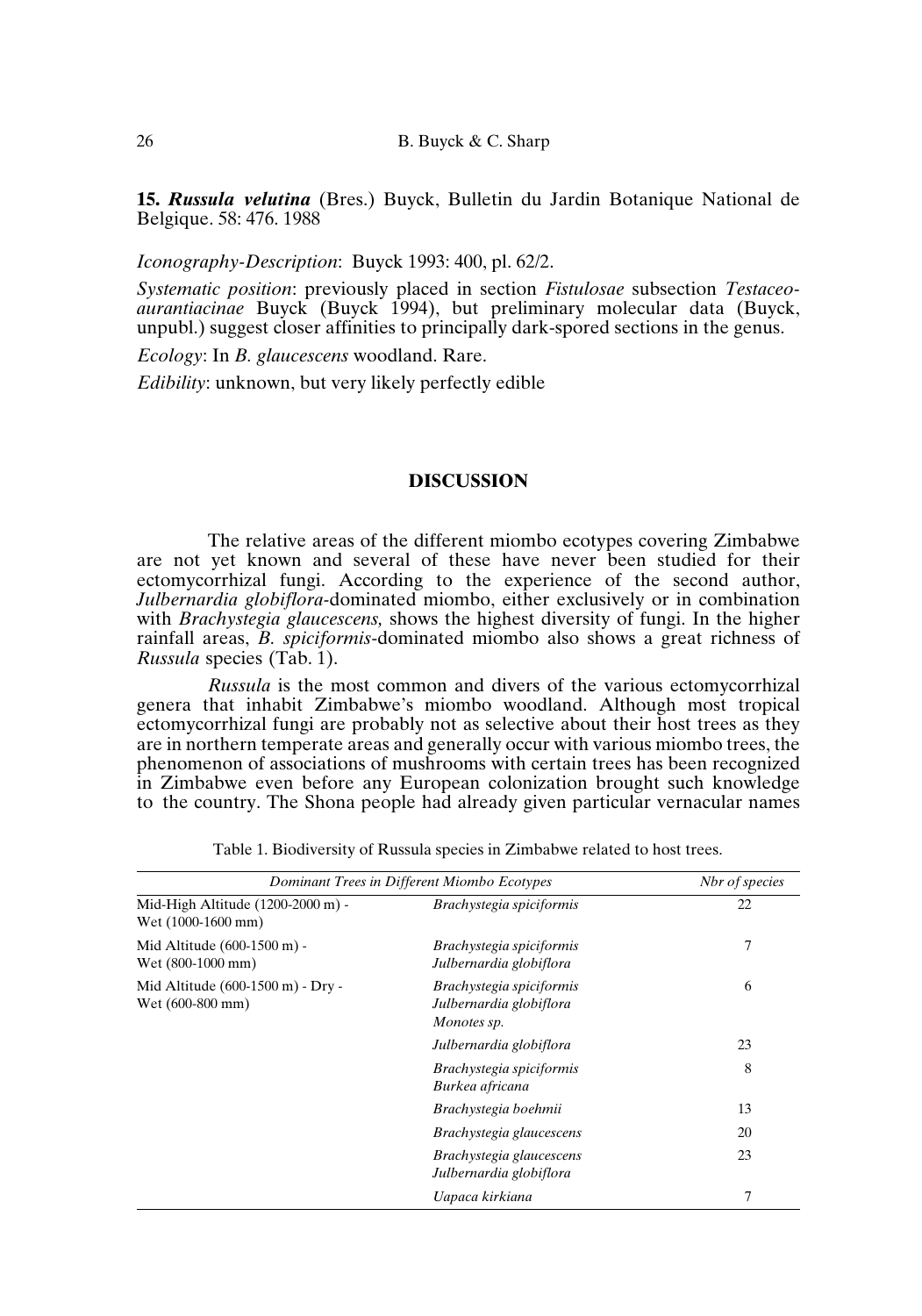**15. *Russula velutina*** (Bres.) Buyck, Bulletin du Jardin Botanique National de Belgique. 58: 476. 1988

*Iconography-Description*: Buyck 1993: 400, pl. 62/2.

*Systematic position*: previously placed in section *Fistulosae* subsection *Testaceo-aurantiacinae* Buyck (Buyck 1994), but preliminary molecular data (Buyck, unpubl.) suggest closer affinities to principally dark-spored sections in the genus.

*Ecology*: In *B. glaucescens* woodland. Rare.

*Edibility*: unknown, but very likely perfectly edible

## DISCUSSION

The relative areas of the different miombo ecotypes covering Zimbabwe are not yet known and several of these have never been studied for their ectomycorrhizal fungi. According to the experience of the second author, *Julbernardia globiflora*-dominated miombo, either exclusively or in combination with *Brachystegia glaucescens,* shows the highest diversity of fungi. In the higher rainfall areas, *B. spiciformis*-dominated miombo also shows a great richness of *Russula* species (Tab. 1).

*Russula* is the most common and divers of the various ectomycorrhizal genera that inhabit Zimbabwe's miombo woodland. Although most tropical ectomycorrhizal fungi are probably not as selective about their host trees as they are in northern temperate areas and generally occur with various miombo trees, the phenomenon of associations of mushrooms with certain trees has been recognized in Zimbabwe even before any European colonization brought such knowledge to the country. The Shona people had already given particular vernacular names

Table 1. Biodiversity of Russula species in Zimbabwe related to host trees.

| *Dominant Trees in Different Miombo Ecotypes* | | *Nbr of species* |
|---|---|---|
| Mid-High Altitude (1200-2000 m) - Wet (1000-1600 mm) | *Brachystegia spiciformis* | 22 |
| Mid Altitude (600-1500 m) - Wet (800-1000 mm) | *Brachystegia spiciformis* *Julbernardia globiflora* | 7 |
| Mid Altitude (600-1500 m) - Dry - Wet (600-800 mm) | *Brachystegia spiciformis* *Julbernardia globiflora* *Monotes sp.* | 6 |
| | *Julbernardia globiflora* | 23 |
| | *Brachystegia spiciformis* *Burkea africana* | 8 |
| | *Brachystegia boehmii* | 13 |
| | *Brachystegia glaucescens* | 20 |
| | *Brachystegia glaucescens* *Julbernardia globiflora* | 23 |
| | *Uapaca kirkiana* | 7 |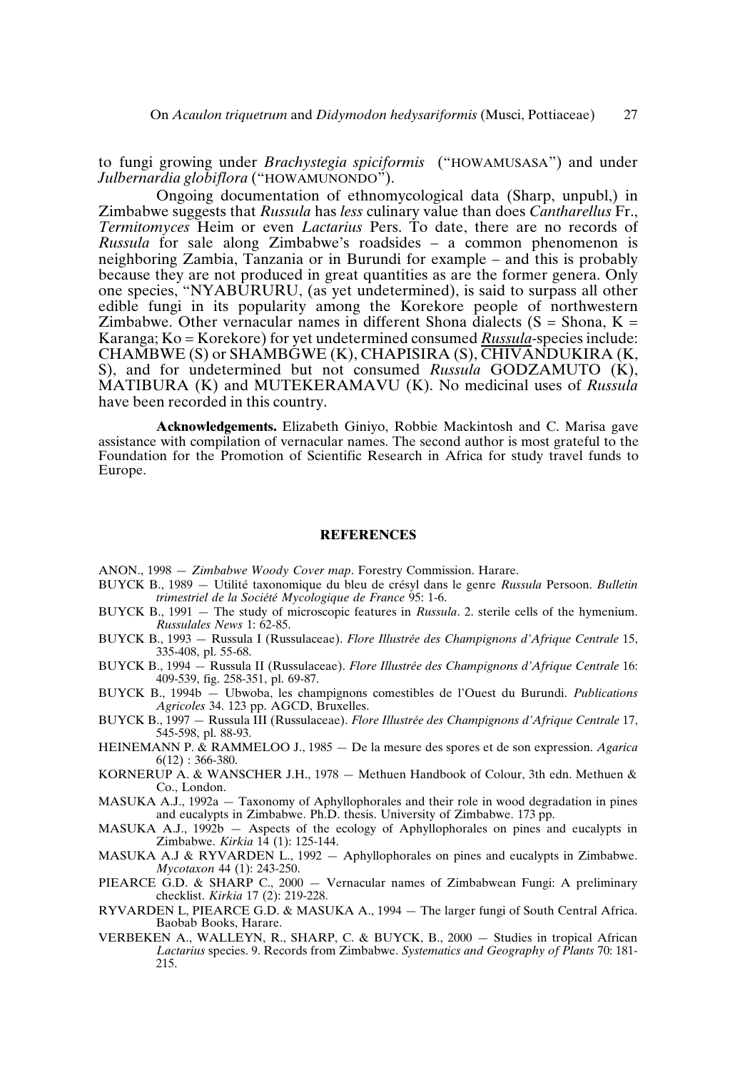to fungi growing under *Brachystegia spiciformis* ("HOWAMUSASA") and under *Julbernardia globiflora* ("HOWAMUNONDO").

Ongoing documentation of ethnomycological data (Sharp, unpubl,) in Zimbabwe suggests that *Russula* has *less* culinary value than does *Cantharellus* Fr., *Termitomyces* Heim or even *Lactarius* Pers. To date, there are no records of *Russula* for sale along Zimbabwe's roadsides – a common phenomenon is neighboring Zambia, Tanzania or in Burundi for example – and this is probably because they are not produced in great quantities as are the former genera. Only one species, "NYABURURU, (as yet undetermined), is said to surpass all other edible fungi in its popularity among the Korekore people of northwestern Zimbabwe. Other vernacular names in different Shona dialects (S = Shona, K = Karanga; Ko = Korekore) for yet undetermined consumed *Russula*-species include: CHAMBWE (S) or SHAMBGWE (K), CHAPISIRA (S), CHIVANDUKIRA (K, S), and for undetermined but not consumed *Russula* GODZAMUTO (K), MATIBURA (K) and MUTEKERAMAVU (K). No medicinal uses of *Russula* have been recorded in this country.

**Acknowledgements.** Elizabeth Giniyo, Robbie Mackintosh and C. Marisa gave assistance with compilation of vernacular names. The second author is most grateful to the Foundation for the Promotion of Scientific Research in Africa for study travel funds to Europe.

## REFERENCES

ANON., 1998 — *Zimbabwe Woody Cover map*. Forestry Commission. Harare.

BUYCK B., 1989 — Utilité taxonomique du bleu de crésyl dans le genre *Russula* Persoon. *Bulletin trimestriel de la Société Mycologique de France* 95: 1-6.

BUYCK B., 1991 — The study of microscopic features in *Russula*. 2. sterile cells of the hymenium. *Russulales News* 1: 62-85.

BUYCK B., 1993 — Russula I (Russulaceae). *Flore Illustrée des Champignons d'Afrique Centrale* 15, 335-408, pl. 55-68.

BUYCK B., 1994 — Russula II (Russulaceae). *Flore Illustrée des Champignons d'Afrique Centrale* 16: 409-539, fig. 258-351, pl. 69-87.

BUYCK B., 1994b — Ubwoba, les champignons comestibles de l'Ouest du Burundi. *Publications Agricoles* 34. 123 pp. AGCD, Bruxelles.

BUYCK B., 1997 — Russula III (Russulaceae). *Flore Illustrée des Champignons d'Afrique Centrale* 17, 545-598, pl. 88-93.

HEINEMANN P. & RAMMELOO J., 1985 — De la mesure des spores et de son expression. *Agarica* 6(12) : 366-380.

KORNERUP A. & WANSCHER J.H., 1978 — Methuen Handbook of Colour, 3th edn. Methuen & Co., London.

MASUKA A.J., 1992a — Taxonomy of Aphyllophorales and their role in wood degradation in pines and eucalypts in Zimbabwe. Ph.D. thesis. University of Zimbabwe. 173 pp.

MASUKA A.J., 1992b — Aspects of the ecology of Aphyllophorales on pines and eucalypts in Zimbabwe. *Kirkia* 14 (1): 125-144.

MASUKA A.J & RYVARDEN L., 1992 — Aphyllophorales on pines and eucalypts in Zimbabwe. *Mycotaxon* 44 (1): 243-250.

PIEARCE G.D. & SHARP C., 2000 — Vernacular names of Zimbabwean Fungi: A preliminary checklist. *Kirkia* 17 (2): 219-228.

RYVARDEN L, PIEARCE G.D. & MASUKA A., 1994 — The larger fungi of South Central Africa. Baobab Books, Harare.

VERBEKEN A., WALLEYN, R., SHARP, C. & BUYCK, B., 2000 — Studies in tropical African *Lactarius* species. 9. Records from Zimbabwe. *Systematics and Geography of Plants* 70: 181-215.